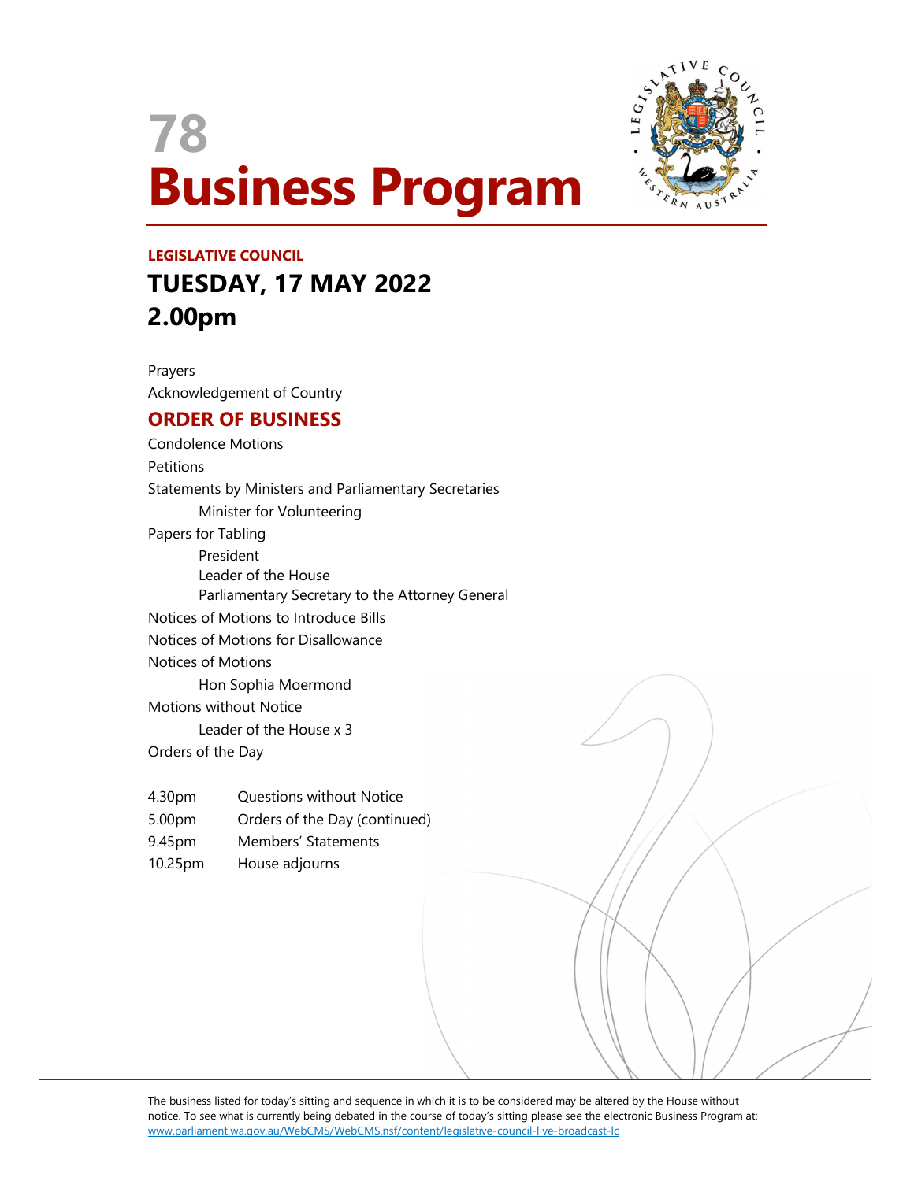# 78
# Business Program

**LEGISLATIVE COUNCIL**

## TUESDAY, 17 MAY 2022
## 2.00pm

Prayers

Acknowledgement of Country

## ORDER OF BUSINESS

Condolence Motions

Petitions

Statements by Ministers and Parliamentary Secretaries

- Minister for Volunteering

Papers for Tabling

- President
- Leader of the House
- Parliamentary Secretary to the Attorney General

Notices of Motions to Introduce Bills

Notices of Motions for Disallowance

Notices of Motions

- Hon Sophia Moermond

Motions without Notice

- Leader of the House x 3

Orders of the Day

| | |
|---|---|
| 4.30pm | Questions without Notice |
| 5.00pm | Orders of the Day (continued) |
| 9.45pm | Members' Statements |
| 10.25pm | House adjourns |

The business listed for today's sitting and sequence in which it is to be considered may be altered by the House without notice. To see what is currently being debated in the course of today's sitting please see the electronic Business Program at: www.parliament.wa.gov.au/WebCMS/WebCMS.nsf/content/legislative-council-live-broadcast-lc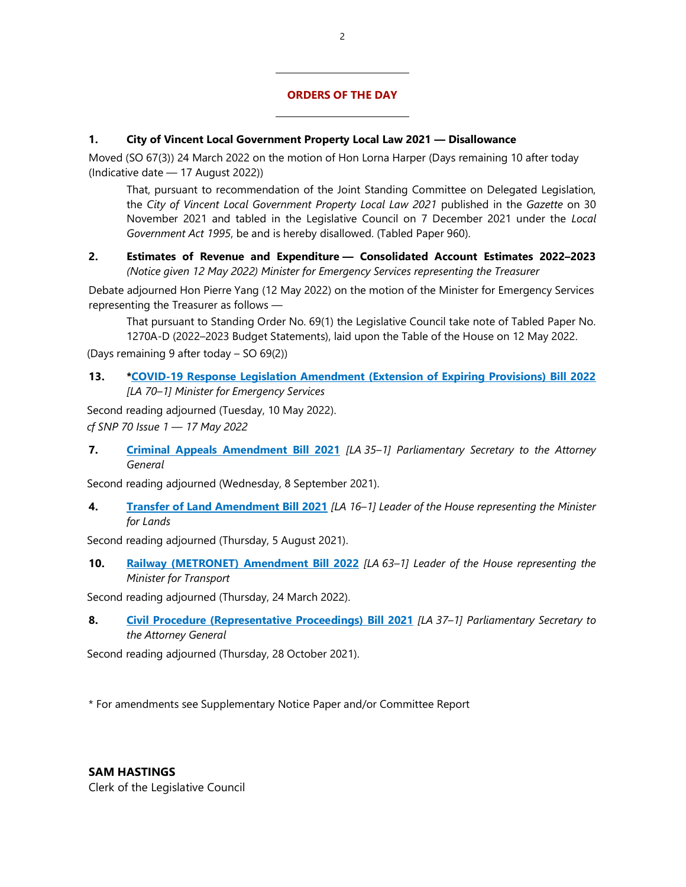## ORDERS OF THE DAY

**1. City of Vincent Local Government Property Local Law 2021 — Disallowance**

Moved (SO 67(3)) 24 March 2022 on the motion of Hon Lorna Harper (Days remaining 10 after today (Indicative date — 17 August 2022))

> That, pursuant to recommendation of the Joint Standing Committee on Delegated Legislation, the *City of Vincent Local Government Property Local Law 2021* published in the *Gazette* on 30 November 2021 and tabled in the Legislative Council on 7 December 2021 under the *Local Government Act 1995*, be and is hereby disallowed. (Tabled Paper 960).

**2. Estimates of Revenue and Expenditure — Consolidated Account Estimates 2022–2023** *(Notice given 12 May 2022) Minister for Emergency Services representing the Treasurer*

Debate adjourned Hon Pierre Yang (12 May 2022) on the motion of the Minister for Emergency Services representing the Treasurer as follows —

> That pursuant to Standing Order No. 69(1) the Legislative Council take note of Tabled Paper No. 1270A-D (2022–2023 Budget Statements), laid upon the Table of the House on 12 May 2022.

(Days remaining 9 after today – SO 69(2))

**13. *COVID-19 Response Legislation Amendment (Extension of Expiring Provisions) Bill 2022** *[LA 70–1] Minister for Emergency Services*

Second reading adjourned (Tuesday, 10 May 2022).

*cf SNP 70 Issue 1 — 17 May 2022*

**7. Criminal Appeals Amendment Bill 2021** *[LA 35–1] Parliamentary Secretary to the Attorney General*

Second reading adjourned (Wednesday, 8 September 2021).

**4. Transfer of Land Amendment Bill 2021** *[LA 16–1] Leader of the House representing the Minister for Lands*

Second reading adjourned (Thursday, 5 August 2021).

**10. Railway (METRONET) Amendment Bill 2022** *[LA 63–1] Leader of the House representing the Minister for Transport*

Second reading adjourned (Thursday, 24 March 2022).

**8. Civil Procedure (Representative Proceedings) Bill 2021** *[LA 37–1] Parliamentary Secretary to the Attorney General*

Second reading adjourned (Thursday, 28 October 2021).

* For amendments see Supplementary Notice Paper and/or Committee Report

**SAM HASTINGS**
Clerk of the Legislative Council